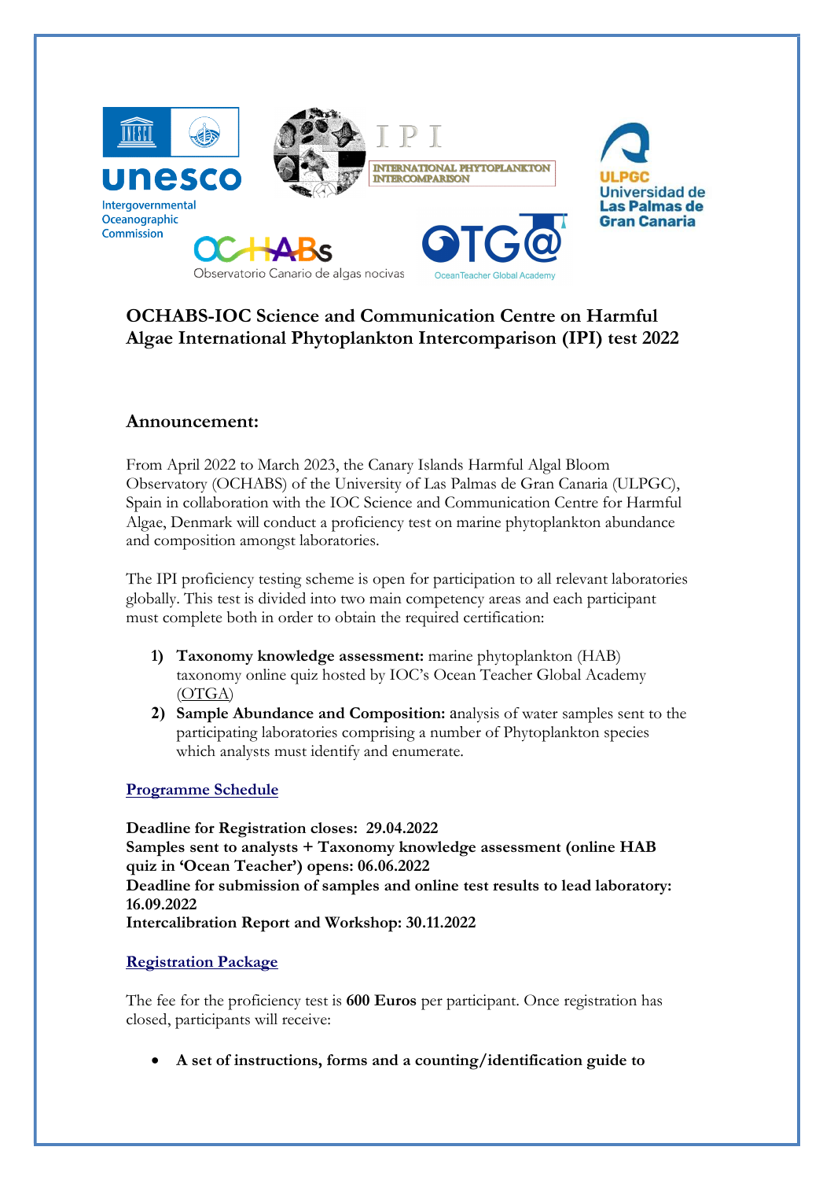# OCHABS-IOC Science and Communication Centre on Harmful Algae International Phytoplankton Intercomparison (IPI) test 2022

## Announcement:

From April 2022 to March 2023, the Canary Islands Harmful Algal Bloom Observatory (OCHABS) of the University of Las Palmas de Gran Canaria (ULPGC), Spain in collaboration with the IOC Science and Communication Centre for Harmful Algae, Denmark will conduct a proficiency test on marine phytoplankton abundance and composition amongst laboratories.

The IPI proficiency testing scheme is open for participation to all relevant laboratories globally. This test is divided into two main competency areas and each participant must complete both in order to obtain the required certification:

1) **Taxonomy knowledge assessment:** marine phytoplankton (HAB) taxonomy online quiz hosted by IOC's Ocean Teacher Global Academy (OTGA)
2) **Sample Abundance and Composition:** analysis of water samples sent to the participating laboratories comprising a number of Phytoplankton species which analysts must identify and enumerate.

### Programme Schedule

**Deadline for Registration closes: 29.04.2022**
**Samples sent to analysts + Taxonomy knowledge assessment (online HAB quiz in 'Ocean Teacher') opens: 06.06.2022**
**Deadline for submission of samples and online test results to lead laboratory: 16.09.2022**
**Intercalibration Report and Workshop: 30.11.2022**

### Registration Package

The fee for the proficiency test is **600 Euros** per participant. Once registration has closed, participants will receive:

- **A set of instructions, forms and a counting/identification guide to**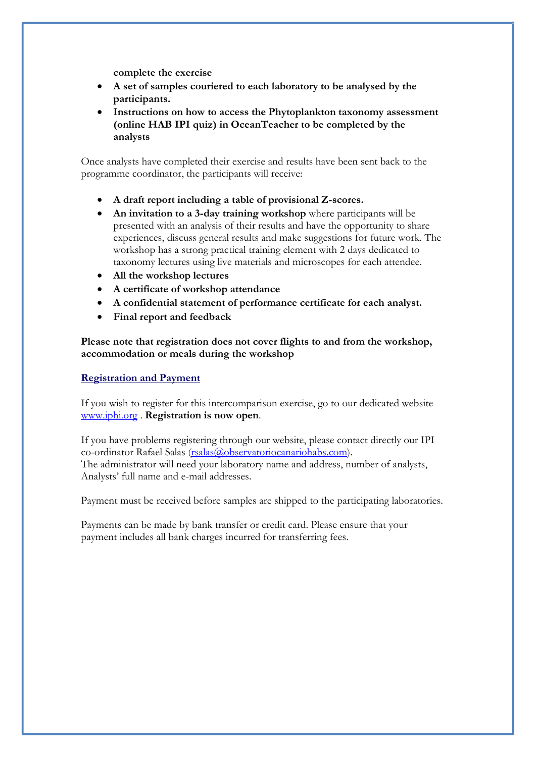**complete the exercise**

- **A set of samples couriered to each laboratory to be analysed by the participants.**
- **Instructions on how to access the Phytoplankton taxonomy assessment (online HAB IPI quiz) in OceanTeacher to be completed by the analysts**

Once analysts have completed their exercise and results have been sent back to the programme coordinator, the participants will receive:

- **A draft report including a table of provisional Z-scores.**
- **An invitation to a 3-day training workshop** where participants will be presented with an analysis of their results and have the opportunity to share experiences, discuss general results and make suggestions for future work. The workshop has a strong practical training element with 2 days dedicated to taxonomy lectures using live materials and microscopes for each attendee.
- **All the workshop lectures**
- **A certificate of workshop attendance**
- **A confidential statement of performance certificate for each analyst.**
- **Final report and feedback**

**Please note that registration does not cover flights to and from the workshop, accommodation or meals during the workshop**

## Registration and Payment

If you wish to register for this intercomparison exercise, go to our dedicated website www.iphi.org . **Registration is now open**.

If you have problems registering through our website, please contact directly our IPI co-ordinator Rafael Salas (rsalas@observatoriocanariohabs.com).
The administrator will need your laboratory name and address, number of analysts, Analysts' full name and e-mail addresses.

Payment must be received before samples are shipped to the participating laboratories.

Payments can be made by bank transfer or credit card. Please ensure that your payment includes all bank charges incurred for transferring fees.